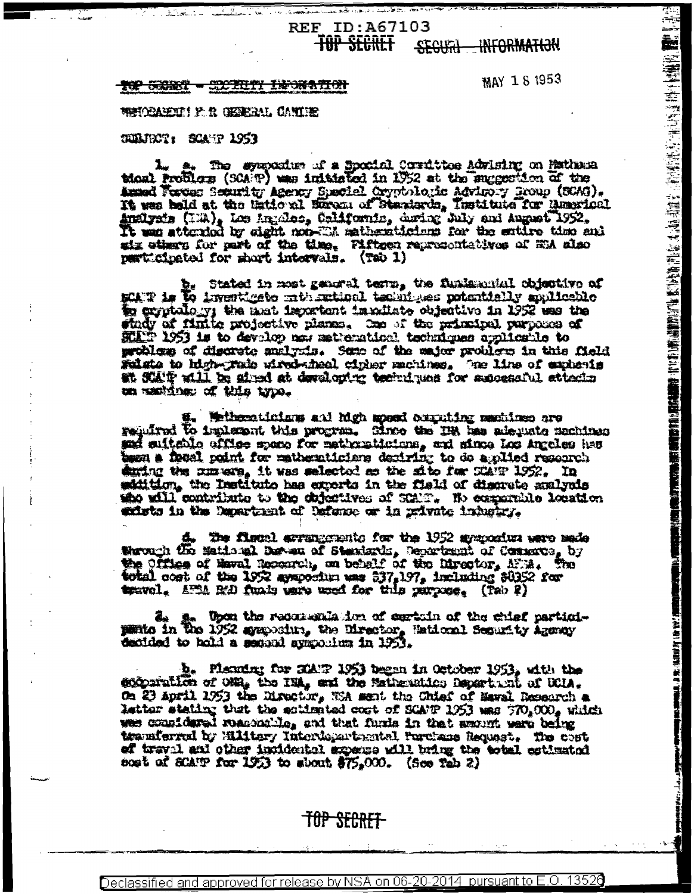REF ID:A67103

~~TOP SECRET~~ ~~SECURITY INFORMATION~~

~~TOP SECRET - SECURITY INFORMATION~~

MAY 18 1953

MEMORANDUM FOR GENERAL CANINE

SUBJECT: SCAMP 1953

1. a. The symposium of a Special Committee Advising on Mathematical Problems (SCAMP) was initiated in 1952 at the suggestion of the Armed Forces Security Agency Special Cryptologic Advisory Group (SCAG). It was held at the National Bureau of Standards, Institute for Numerical Analysis (INA), Los Angeles, California, during July and August 1952. It was attended by eight non-NSA mathematicians for the entire time and six others for part of the time. Fifteen representatives of NSA also participated for short intervals. (Tab 1)

b. Stated in most general terms, the fundamental objective of SCAMP is to investigate mathematical techniques potentially applicable to cryptology; the most important immediate objective in 1952 was the study of finite projective planes. One of the principal purposes of SCAMP 1953 is to develop new mathematical techniques applicable to problems of discrete analysis. Some of the major problems in this field relate to high-grade wired-wheel cipher machines. One line of emphasis at SCAMP will be aimed at developing techniques for successful attacks on machines of this type.

c. Mathematicians and high speed computing machines are required to implement this program. Since the INA has adequate machines and suitable office space for mathematicians, and since Los Angeles has been a focal point for mathematicians desiring to do applied research during the summers, it was selected as the site for SCAMP 1952. In addition, the Institute has experts in the field of discrete analysis who will contribute to the objectives of SCAMP. No comparable location exists in the Department of Defense or in private industry.

d. The fiscal arrangements for the 1952 symposium were made through the National Bureau of Standards, Department of Commerce, by the Office of Naval Research, on behalf of the Director, AFSA. The total cost of the 1952 symposium was $37,197, including $8352 for travel. AFSA R&D funds were used for this purpose. (Tab 2)

2. a. Upon the recommendation of certain of the chief participants in the 1952 symposium, the Director, National Security Agency decided to hold a second symposium in 1953.

b. Planning for SCAMP 1953 began in October 1953, with the coöperation of ONR, the INA, and the Mathematics Department of UCLA. On 23 April 1953 the Director, NSA sent the Chief of Naval Research a letter stating that the estimated cost of SCAMP 1953 was $70,000, which was considered reasonable, and that funds in that amount were being transferred by Military Interdepartmental Purchase Request. The cost of travel and other incidental expense will bring the total estimated cost of SCAMP for 1953 to about $75,000. (See Tab 2)

~~TOP SECRET~~

Declassified and approved for release by NSA on 06-20-2014 pursuant to E.O. 13526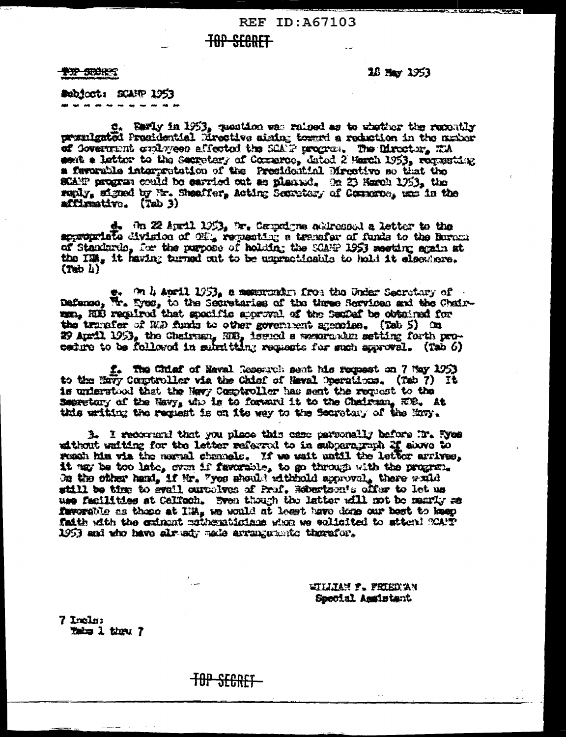REF ID:A67103

~~TOP SECRET~~

~~TOP SECRET~~

18 May 1953

Subject: SCAMP 1953

c. Early in 1953, question was raised as to whether the recently promulgated Presidential Directive aiming toward a reduction in the number of Government employees affected the SCAMP program. The Director, NSA sent a letter to the Secretary of Commerce, dated 2 March 1953, requesting a favorable interpretation of the Presidential Directive so that the SCAMP program could be carried out as planned. On 23 March 1953, the reply, signed by Mr. Sheaffer, Acting Secretary of Commerce, was in the affirmative. (Tab 3)

d. On 22 April 1953, Dr. Campaigne addressed a letter to the appropriate division of ONR, requesting a transfer of funds to the Bureau of Standards, for the purpose of holding the SCAMP 1953 meeting again at the INA, it having turned out to be unpracticable to hold it elsewhere. (Tab 4)

e. On 4 April 1953, a memorandum from the Under Secretary of Defense, Mr. Kyes, to the Secretaries of the three Services and the Chairman, RDB required that specific approval of the SecDef be obtained for the transfer of R&D funds to other government agencies. (Tab 5) On 29 April 1953, the Chairman, RDB, issued a memorandum setting forth procedure to be followed in submitting requests for such approval. (Tab 6)

f. The Chief of Naval Research sent his request on 7 May 1953 to the Navy Comptroller via the Chief of Naval Operations. (Tab 7) It is understood that the Navy Comptroller has sent the request to the Secretary of the Navy, who is to forward it to the Chairman, RDB. At this writing the request is on its way to the Secretary of the Navy.

3. I recommend that you place this case personally before Mr. Kyes without waiting for the letter referred to in subparagraph 2f above to reach him via the normal channels. If we wait until the letter arrives, it may be too late, even if favorable, to go through with the program. On the other hand, if Mr. Kyes should withhold approval, there would still be time to avail ourselves of Prof. Robertson's offer to let us use facilities at CalTech. Even though the latter will not be nearly as favorable as those at INA, we would at least have done our best to keep faith with the eminent mathematicians whom we solicited to attend SCAMP 1953 and who have already made arrangements therefor.

WILLIAM F. FRIEDMAN
Special Assistant

7 Incls:
Tabs 1 thru 7

~~TOP SECRET~~